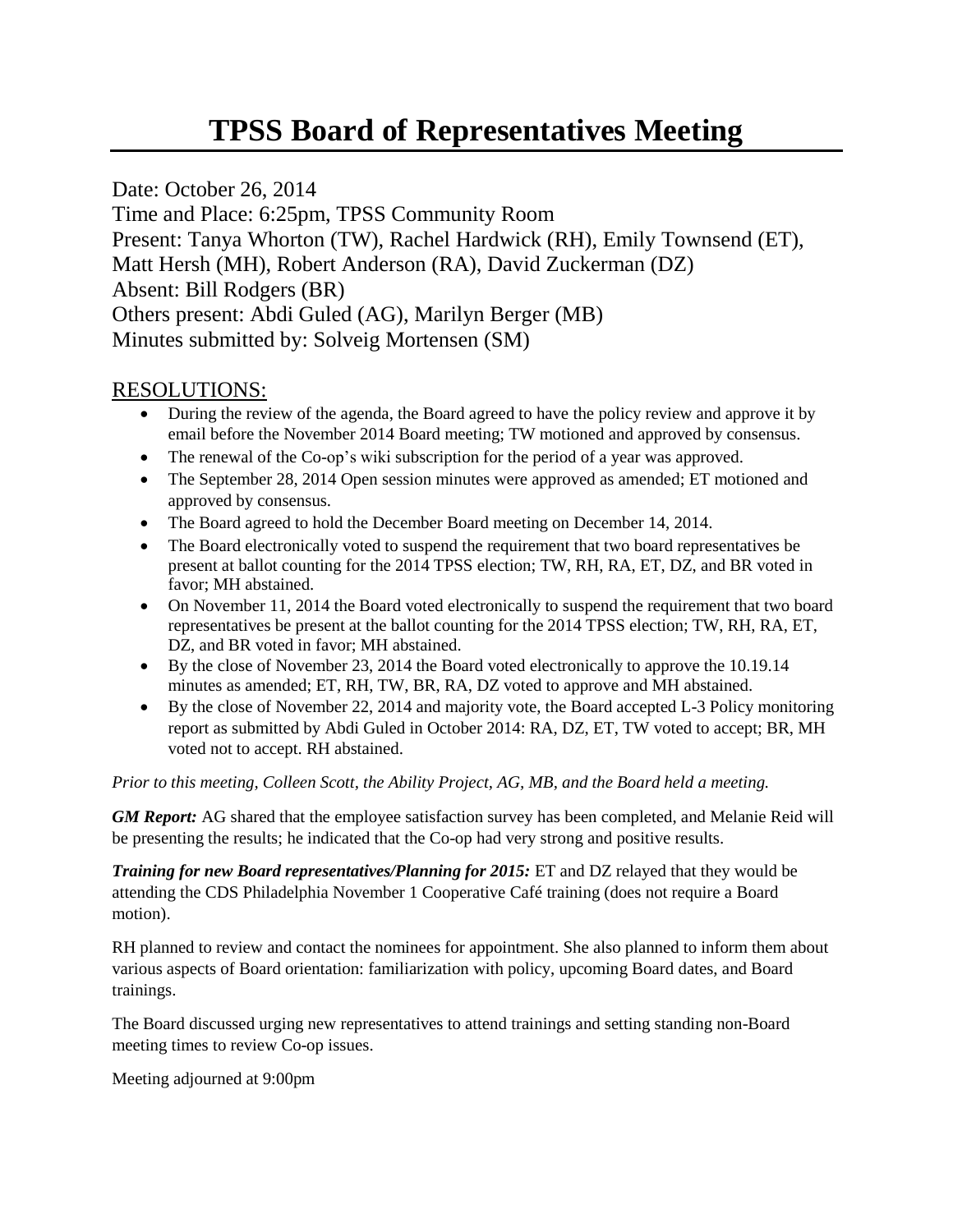# TPSS Board of Representatives Meeting

Date: October 26, 2014
Time and Place: 6:25pm, TPSS Community Room
Present: Tanya Whorton (TW), Rachel Hardwick (RH), Emily Townsend (ET), Matt Hersh (MH), Robert Anderson (RA), David Zuckerman (DZ)
Absent: Bill Rodgers (BR)
Others present: Abdi Guled (AG), Marilyn Berger (MB)
Minutes submitted by: Solveig Mortensen (SM)

## RESOLUTIONS:

- During the review of the agenda, the Board agreed to have the policy review and approve it by email before the November 2014 Board meeting; TW motioned and approved by consensus.
- The renewal of the Co-op's wiki subscription for the period of a year was approved.
- The September 28, 2014 Open session minutes were approved as amended; ET motioned and approved by consensus.
- The Board agreed to hold the December Board meeting on December 14, 2014.
- The Board electronically voted to suspend the requirement that two board representatives be present at ballot counting for the 2014 TPSS election; TW, RH, RA, ET, DZ, and BR voted in favor; MH abstained.
- On November 11, 2014 the Board voted electronically to suspend the requirement that two board representatives be present at the ballot counting for the 2014 TPSS election; TW, RH, RA, ET, DZ, and BR voted in favor; MH abstained.
- By the close of November 23, 2014 the Board voted electronically to approve the 10.19.14 minutes as amended; ET, RH, TW, BR, RA, DZ voted to approve and MH abstained.
- By the close of November 22, 2014 and majority vote, the Board accepted L-3 Policy monitoring report as submitted by Abdi Guled in October 2014: RA, DZ, ET, TW voted to accept; BR, MH voted not to accept. RH abstained.

*Prior to this meeting, Colleen Scott, the Ability Project, AG, MB, and the Board held a meeting.*

***GM Report:*** AG shared that the employee satisfaction survey has been completed, and Melanie Reid will be presenting the results; he indicated that the Co-op had very strong and positive results.

***Training for new Board representatives/Planning for 2015:*** ET and DZ relayed that they would be attending the CDS Philadelphia November 1 Cooperative Café training (does not require a Board motion).

RH planned to review and contact the nominees for appointment. She also planned to inform them about various aspects of Board orientation: familiarization with policy, upcoming Board dates, and Board trainings.

The Board discussed urging new representatives to attend trainings and setting standing non-Board meeting times to review Co-op issues.

Meeting adjourned at 9:00pm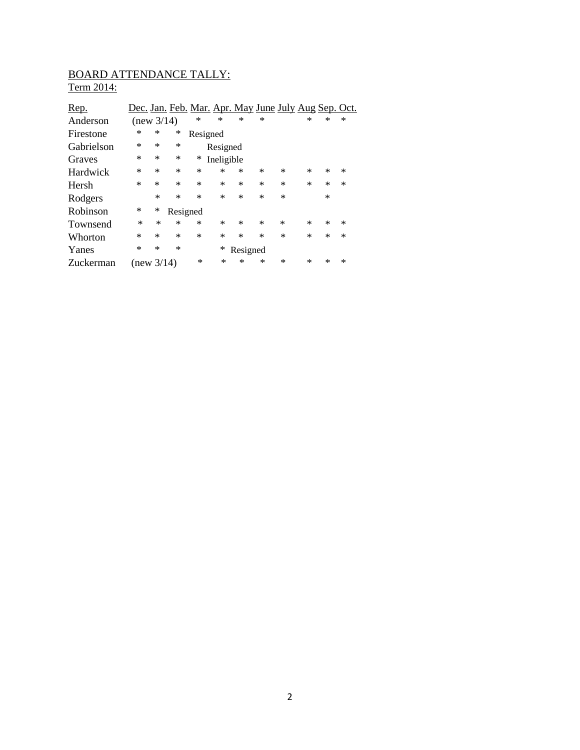## BOARD ATTENDANCE TALLY:

Term 2014:

| Rep. | Dec. | Jan. | Feb. | Mar. | Apr. | May | June | July | Aug | Sep. | Oct. |
|---|---|---|---|---|---|---|---|---|---|---|---|
| Anderson | (new 3/14) | | | * | * | * | * | | * | * | * |
| Firestone | * | * | * | Resigned | | | | | | | |
| Gabrielson | * | * | * | | Resigned | | | | | | |
| Graves | * | * | * | * | Ineligible | | | | | | |
| Hardwick | * | * | * | * | * | * | * | * | * | * | * |
| Hersh | * | * | * | * | * | * | * | * | * | * | * |
| Rodgers | | * | * | * | * | * | * | * | | * | |
| Robinson | * | * | Resigned | | | | | | | | |
| Townsend | * | * | * | * | * | * | * | * | * | * | * |
| Whorton | * | * | * | * | * | * | * | * | * | * | * |
| Yanes | * | * | * | | * | Resigned | | | | | |
| Zuckerman | (new 3/14) | | | * | * | * | * | * | * | * | * |